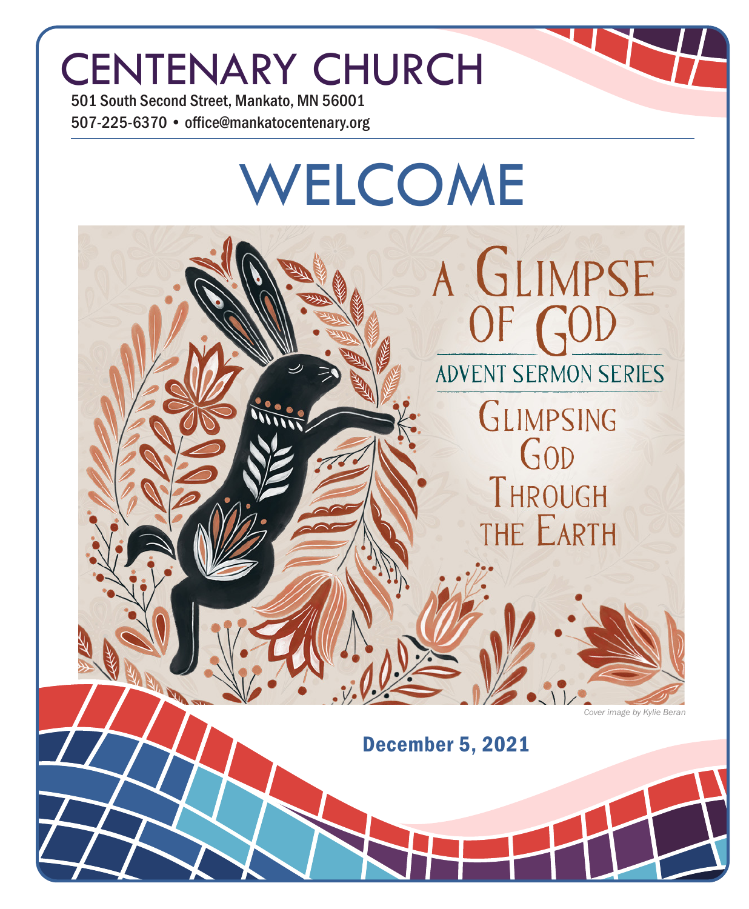# CENTENARY CHURCH

501 South Second Street, Mankato, MN 56001

507-225-6370 • office@mankatocentenary.org

# WELCOME

A GLIMPSE OF GOD

ADVENT SERMON SERIES

GLIMPSING GOD THROUGH THE EARTH

*Cover image by Kylie Beran*

**December 5, 2021**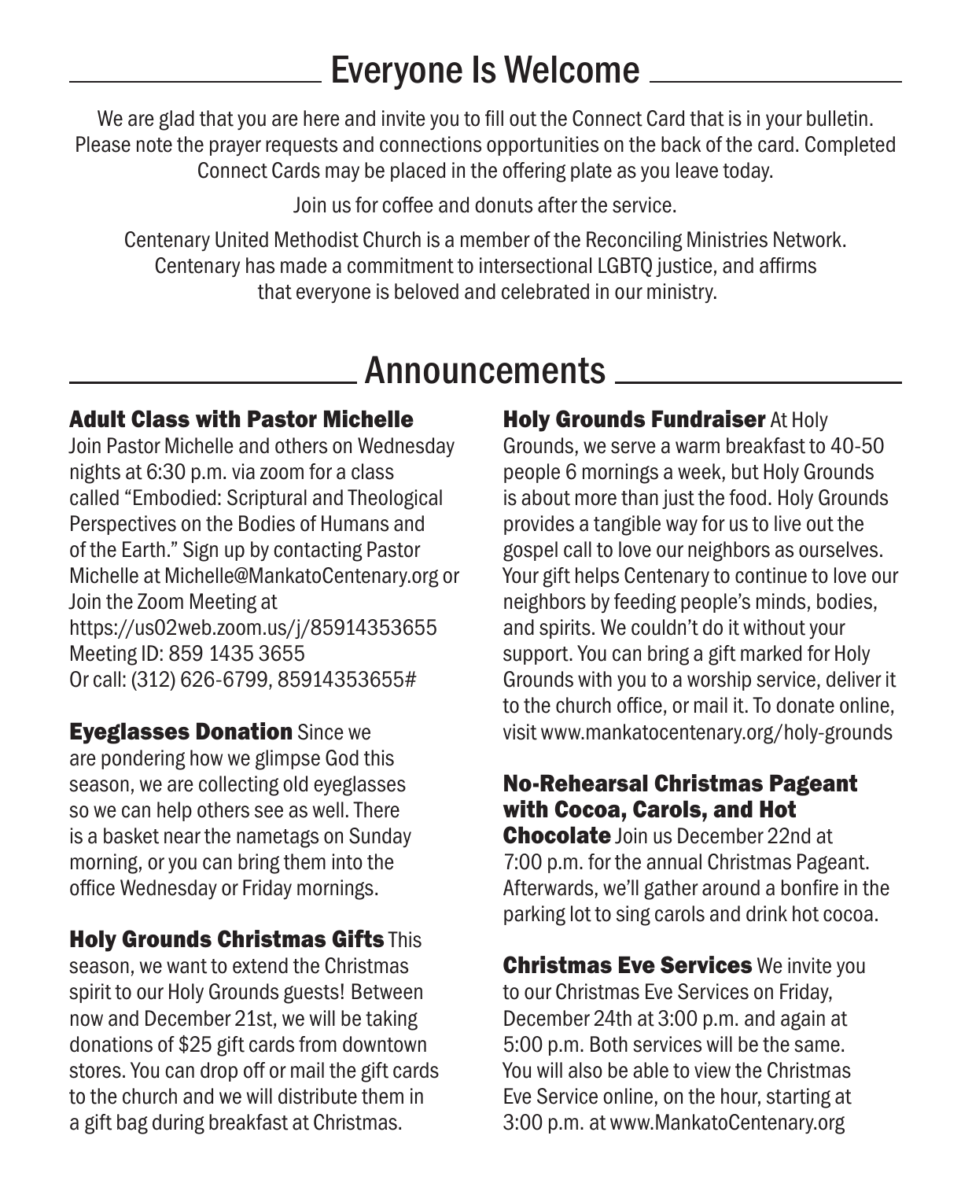## Everyone Is Welcome

We are glad that you are here and invite you to fill out the Connect Card that is in your bulletin. Please note the prayer requests and connections opportunities on the back of the card. Completed Connect Cards may be placed in the offering plate as you leave today.

Join us for coffee and donuts after the service.

Centenary United Methodist Church is a member of the Reconciling Ministries Network. Centenary has made a commitment to intersectional LGBTQ justice, and affirms that everyone is beloved and celebrated in our ministry.

## Announcements

**Adult Class with Pastor Michelle**
Join Pastor Michelle and others on Wednesday nights at 6:30 p.m. via zoom for a class called "Embodied: Scriptural and Theological Perspectives on the Bodies of Humans and of the Earth." Sign up by contacting Pastor Michelle at Michelle@MankatoCentenary.org or Join the Zoom Meeting at
https://us02web.zoom.us/j/85914353655
Meeting ID: 859 1435 3655
Or call: (312) 626-6799, 85914353655#

**Eyeglasses Donation** Since we are pondering how we glimpse God this season, we are collecting old eyeglasses so we can help others see as well. There is a basket near the nametags on Sunday morning, or you can bring them into the office Wednesday or Friday mornings.

**Holy Grounds Christmas Gifts** This season, we want to extend the Christmas spirit to our Holy Grounds guests! Between now and December 21st, we will be taking donations of $25 gift cards from downtown stores. You can drop off or mail the gift cards to the church and we will distribute them in a gift bag during breakfast at Christmas.

**Holy Grounds Fundraiser** At Holy Grounds, we serve a warm breakfast to 40-50 people 6 mornings a week, but Holy Grounds is about more than just the food. Holy Grounds provides a tangible way for us to live out the gospel call to love our neighbors as ourselves. Your gift helps Centenary to continue to love our neighbors by feeding people's minds, bodies, and spirits. We couldn't do it without your support. You can bring a gift marked for Holy Grounds with you to a worship service, deliver it to the church office, or mail it. To donate online, visit www.mankatocentenary.org/holy-grounds

**No-Rehearsal Christmas Pageant with Cocoa, Carols, and Hot Chocolate** Join us December 22nd at 7:00 p.m. for the annual Christmas Pageant. Afterwards, we'll gather around a bonfire in the parking lot to sing carols and drink hot cocoa.

**Christmas Eve Services** We invite you to our Christmas Eve Services on Friday, December 24th at 3:00 p.m. and again at 5:00 p.m. Both services will be the same. You will also be able to view the Christmas Eve Service online, on the hour, starting at 3:00 p.m. at www.MankatoCentenary.org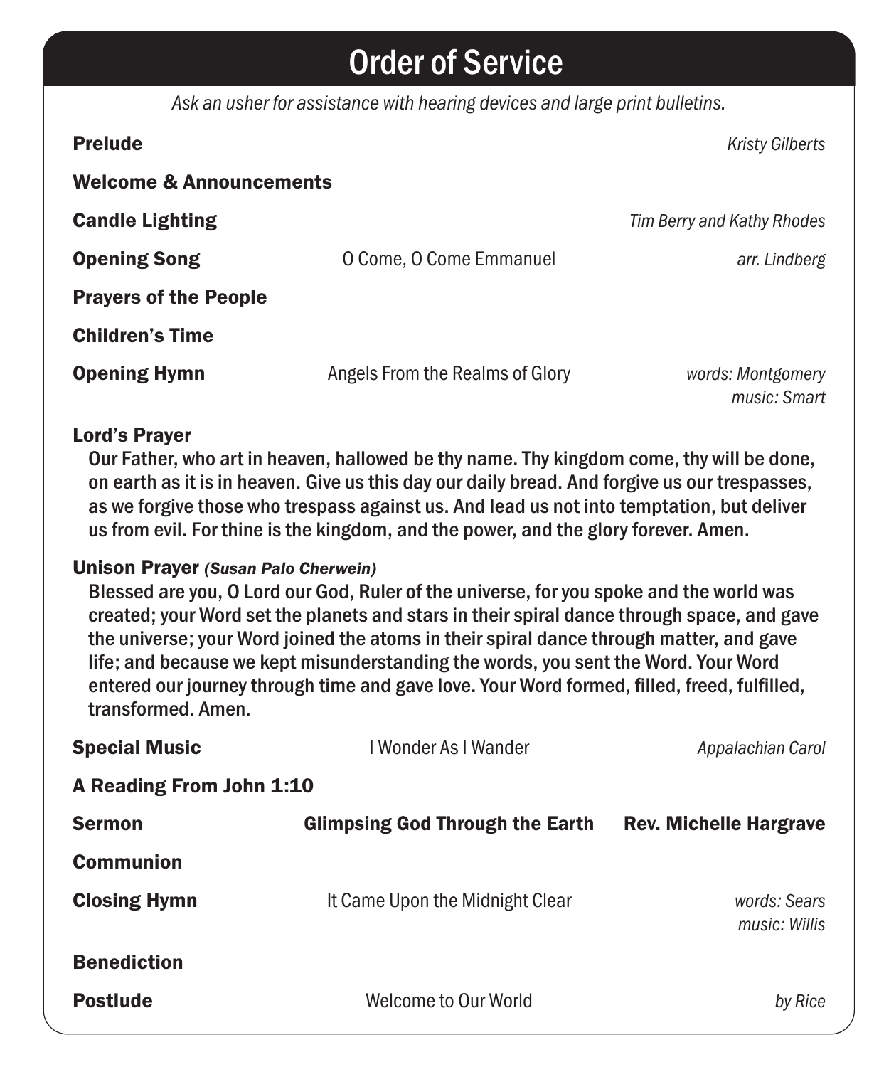# Order of Service

*Ask an usher for assistance with hearing devices and large print bulletins.*

**Prelude** — *Kristy Gilberts*

**Welcome & Announcements**

**Candle Lighting** — *Tim Berry and Kathy Rhodes*

**Opening Song** — O Come, O Come Emmanuel — *arr. Lindberg*

**Prayers of the People**

**Children's Time**

**Opening Hymn** — Angels From the Realms of Glory — *words: Montgomery*
*music: Smart*

**Lord's Prayer**

Our Father, who art in heaven, hallowed be thy name. Thy kingdom come, thy will be done, on earth as it is in heaven. Give us this day our daily bread. And forgive us our trespasses, as we forgive those who trespass against us. And lead us not into temptation, but deliver us from evil. For thine is the kingdom, and the power, and the glory forever. Amen.

**Unison Prayer** ***(Susan Palo Cherwein)***

Blessed are you, O Lord our God, Ruler of the universe, for you spoke and the world was created; your Word set the planets and stars in their spiral dance through space, and gave the universe; your Word joined the atoms in their spiral dance through matter, and gave life; and because we kept misunderstanding the words, you sent the Word. Your Word entered our journey through time and gave love. Your Word formed, filled, freed, fulfilled, transformed. Amen.

**Special Music** — I Wonder As I Wander — *Appalachian Carol*

**A Reading From John 1:10**

**Sermon** — **Glimpsing God Through the Earth** — **Rev. Michelle Hargrave**

**Communion**

**Closing Hymn** — It Came Upon the Midnight Clear — *words: Sears*
*music: Willis*

**Benediction**

**Postlude** — Welcome to Our World — *by Rice*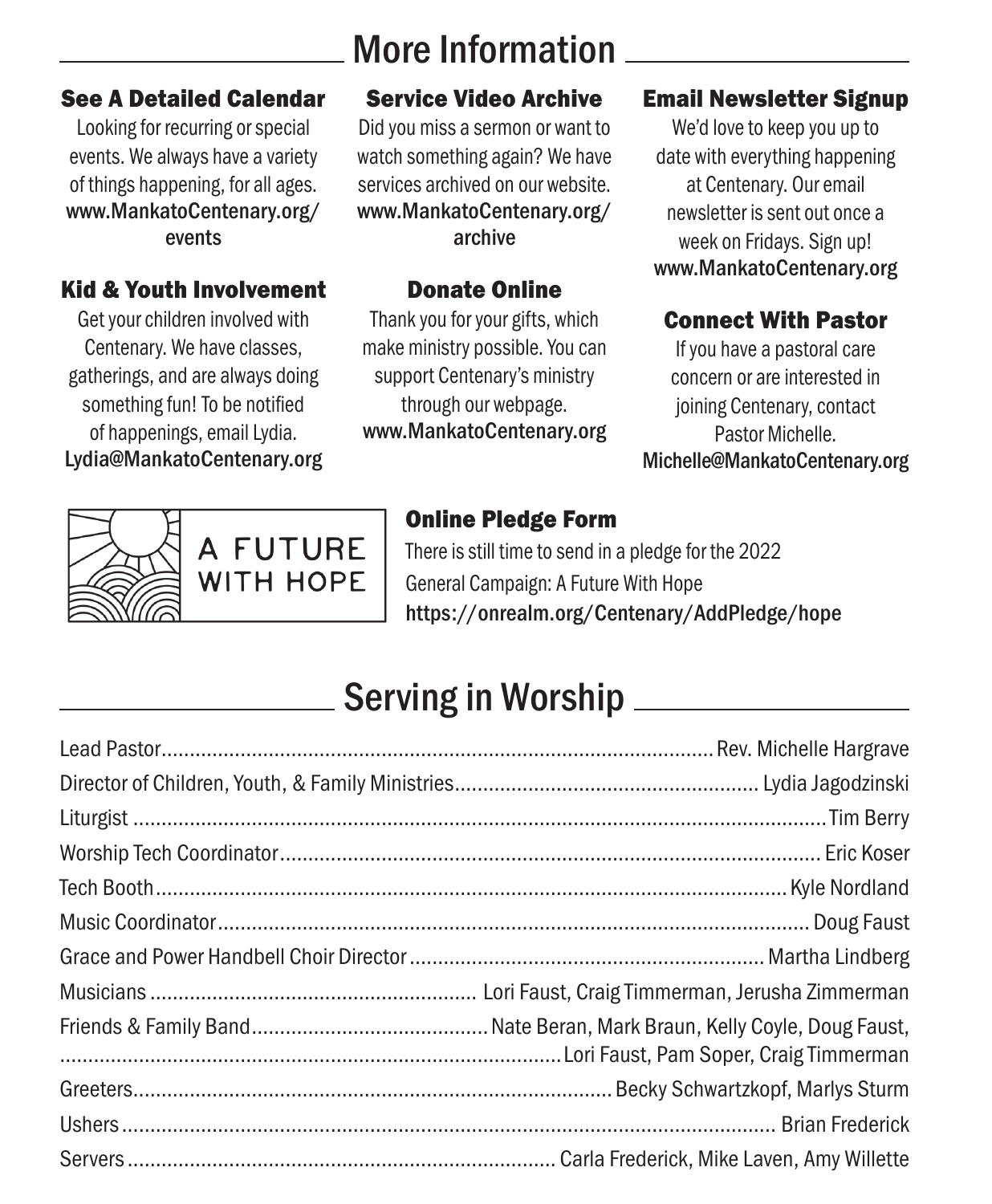## More Information

### See A Detailed Calendar

Looking for recurring or special events. We always have a variety of things happening, for all ages.
www.MankatoCentenary.org/events

### Kid & Youth Involvement

Get your children involved with Centenary. We have classes, gatherings, and are always doing something fun! To be notified of happenings, email Lydia.
Lydia@MankatoCentenary.org

### Service Video Archive

Did you miss a sermon or want to watch something again? We have services archived on our website.
www.MankatoCentenary.org/archive

### Donate Online

Thank you for your gifts, which make ministry possible. You can support Centenary's ministry through our webpage.
www.MankatoCentenary.org

### Email Newsletter Signup

We'd love to keep you up to date with everything happening at Centenary. Our email newsletter is sent out once a week on Fridays. Sign up!
www.MankatoCentenary.org

### Connect With Pastor

If you have a pastoral care concern or are interested in joining Centenary, contact Pastor Michelle.
Michelle@MankatoCentenary.org

A FUTURE WITH HOPE

### Online Pledge Form

There is still time to send in a pledge for the 2022 General Campaign: A Future With Hope
https://onrealm.org/Centenary/AddPledge/hope

## Serving in Worship

| | |
|---|---|
| Lead Pastor | Rev. Michelle Hargrave |
| Director of Children, Youth, & Family Ministries | Lydia Jagodzinski |
| Liturgist | Tim Berry |
| Worship Tech Coordinator | Eric Koser |
| Tech Booth | Kyle Nordland |
| Music Coordinator | Doug Faust |
| Grace and Power Handbell Choir Director | Martha Lindberg |
| Musicians | Lori Faust, Craig Timmerman, Jerusha Zimmerman |
| Friends & Family Band | Nate Beran, Mark Braun, Kelly Coyle, Doug Faust, Lori Faust, Pam Soper, Craig Timmerman |
| Greeters | Becky Schwartzkopf, Marlys Sturm |
| Ushers | Brian Frederick |
| Servers | Carla Frederick, Mike Laven, Amy Willette |